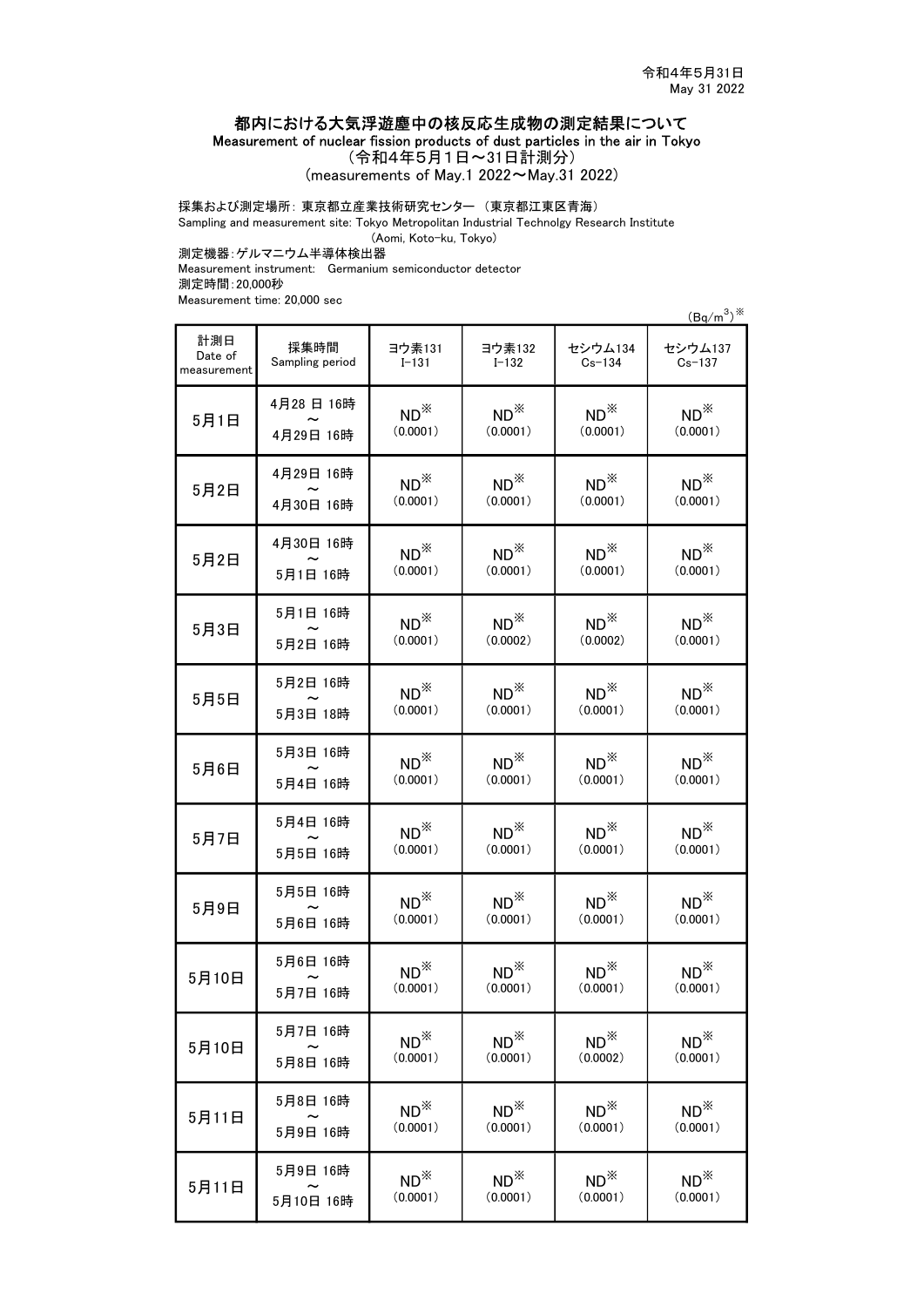令和4年5月31日
May 31 2022

# 都内における大気浮遊塵中の核反応生成物の測定結果について

Measurement of nuclear fission products of dust particles in the air in Tokyo

（令和4年5月1日～31日計測分）

(measurements of May.1 2022～May.31 2022)

採集および測定場所: 東京都立産業技術研究センター （東京都江東区青海）
Sampling and measurement site: Tokyo Metropolitan Industrial Technolgy Research Institute (Aomi, Koto-ku, Tokyo)

測定機器:ゲルマニウム半導体検出器
Measurement instrument: Germanium semiconductor detector

測定時間:20,000秒
Measurement time: 20,000 sec

(Bq/m$^3$)※

| 計測日 Date of measurement | 採集時間 Sampling period | ヨウ素131 I-131 | ヨウ素132 I-132 | セシウム134 Cs-134 | セシウム137 Cs-137 |
|---|---|---|---|---|---|
| 5月1日 | 4月28 日 16時 ～ 4月29日 16時 | ND※ (0.0001) | ND※ (0.0001) | ND※ (0.0001) | ND※ (0.0001) |
| 5月2日 | 4月29日 16時 ～ 4月30日 16時 | ND※ (0.0001) | ND※ (0.0001) | ND※ (0.0001) | ND※ (0.0001) |
| 5月2日 | 4月30日 16時 ～ 5月1日 16時 | ND※ (0.0001) | ND※ (0.0001) | ND※ (0.0001) | ND※ (0.0001) |
| 5月3日 | 5月1日 16時 ～ 5月2日 16時 | ND※ (0.0001) | ND※ (0.0002) | ND※ (0.0002) | ND※ (0.0001) |
| 5月5日 | 5月2日 16時 ～ 5月3日 18時 | ND※ (0.0001) | ND※ (0.0001) | ND※ (0.0001) | ND※ (0.0001) |
| 5月6日 | 5月3日 16時 ～ 5月4日 16時 | ND※ (0.0001) | ND※ (0.0001) | ND※ (0.0001) | ND※ (0.0001) |
| 5月7日 | 5月4日 16時 ～ 5月5日 16時 | ND※ (0.0001) | ND※ (0.0001) | ND※ (0.0001) | ND※ (0.0001) |
| 5月9日 | 5月5日 16時 ～ 5月6日 16時 | ND※ (0.0001) | ND※ (0.0001) | ND※ (0.0001) | ND※ (0.0001) |
| 5月10日 | 5月6日 16時 ～ 5月7日 16時 | ND※ (0.0001) | ND※ (0.0001) | ND※ (0.0001) | ND※ (0.0001) |
| 5月10日 | 5月7日 16時 ～ 5月8日 16時 | ND※ (0.0001) | ND※ (0.0001) | ND※ (0.0002) | ND※ (0.0001) |
| 5月11日 | 5月8日 16時 ～ 5月9日 16時 | ND※ (0.0001) | ND※ (0.0001) | ND※ (0.0001) | ND※ (0.0001) |
| 5月11日 | 5月9日 16時 ～ 5月10日 16時 | ND※ (0.0001) | ND※ (0.0001) | ND※ (0.0001) | ND※ (0.0001) |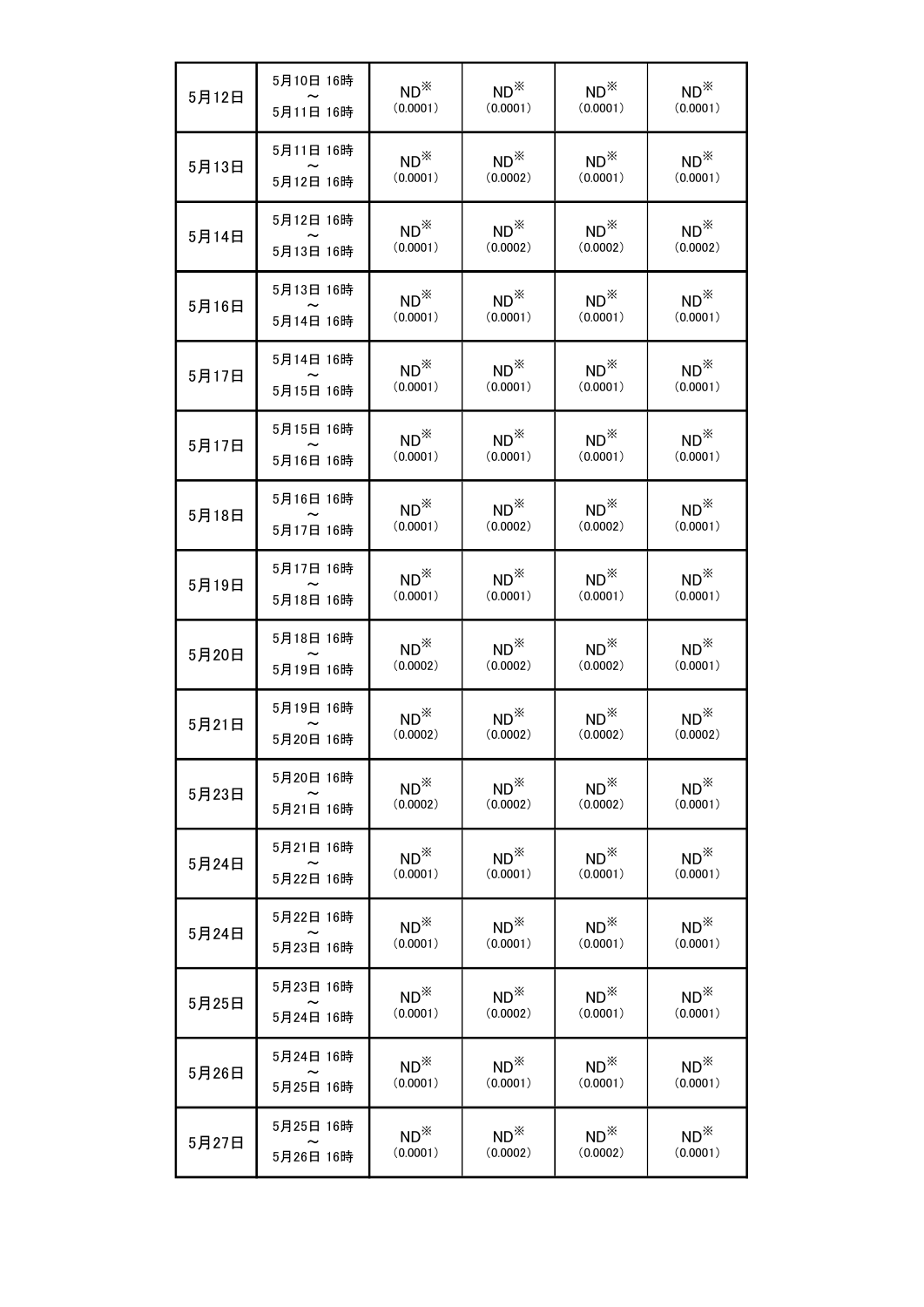| | | | | | |
|---|---|---|---|---|---|
| 5月12日 | 5月10日 16時<br>～<br>5月11日 16時 | ND※<br>（0.0001） | ND※<br>（0.0001） | ND※<br>（0.0001） | ND※<br>（0.0001） |
| 5月13日 | 5月11日 16時<br>～<br>5月12日 16時 | ND※<br>（0.0001） | ND※<br>（0.0002） | ND※<br>（0.0001） | ND※<br>（0.0001） |
| 5月14日 | 5月12日 16時<br>～<br>5月13日 16時 | ND※<br>（0.0001） | ND※<br>（0.0002） | ND※<br>（0.0002） | ND※<br>（0.0002） |
| 5月16日 | 5月13日 16時<br>～<br>5月14日 16時 | ND※<br>（0.0001） | ND※<br>（0.0001） | ND※<br>（0.0001） | ND※<br>（0.0001） |
| 5月17日 | 5月14日 16時<br>～<br>5月15日 16時 | ND※<br>（0.0001） | ND※<br>（0.0001） | ND※<br>（0.0001） | ND※<br>（0.0001） |
| 5月17日 | 5月15日 16時<br>～<br>5月16日 16時 | ND※<br>（0.0001） | ND※<br>（0.0001） | ND※<br>（0.0001） | ND※<br>（0.0001） |
| 5月18日 | 5月16日 16時<br>～<br>5月17日 16時 | ND※<br>（0.0001） | ND※<br>（0.0002） | ND※<br>（0.0002） | ND※<br>（0.0001） |
| 5月19日 | 5月17日 16時<br>～<br>5月18日 16時 | ND※<br>（0.0001） | ND※<br>（0.0001） | ND※<br>（0.0001） | ND※<br>（0.0001） |
| 5月20日 | 5月18日 16時<br>～<br>5月19日 16時 | ND※<br>（0.0002） | ND※<br>（0.0002） | ND※<br>（0.0002） | ND※<br>（0.0001） |
| 5月21日 | 5月19日 16時<br>～<br>5月20日 16時 | ND※<br>（0.0002） | ND※<br>（0.0002） | ND※<br>（0.0002） | ND※<br>（0.0002） |
| 5月23日 | 5月20日 16時<br>～<br>5月21日 16時 | ND※<br>（0.0002） | ND※<br>（0.0002） | ND※<br>（0.0002） | ND※<br>（0.0001） |
| 5月24日 | 5月21日 16時<br>～<br>5月22日 16時 | ND※<br>（0.0001） | ND※<br>（0.0001） | ND※<br>（0.0001） | ND※<br>（0.0001） |
| 5月24日 | 5月22日 16時<br>～<br>5月23日 16時 | ND※<br>（0.0001） | ND※<br>（0.0001） | ND※<br>（0.0001） | ND※<br>（0.0001） |
| 5月25日 | 5月23日 16時<br>～<br>5月24日 16時 | ND※<br>（0.0001） | ND※<br>（0.0002） | ND※<br>（0.0001） | ND※<br>（0.0001） |
| 5月26日 | 5月24日 16時<br>～<br>5月25日 16時 | ND※<br>（0.0001） | ND※<br>（0.0001） | ND※<br>（0.0001） | ND※<br>（0.0001） |
| 5月27日 | 5月25日 16時<br>～<br>5月26日 16時 | ND※<br>（0.0001） | ND※<br>（0.0002） | ND※<br>（0.0002） | ND※<br>（0.0001） |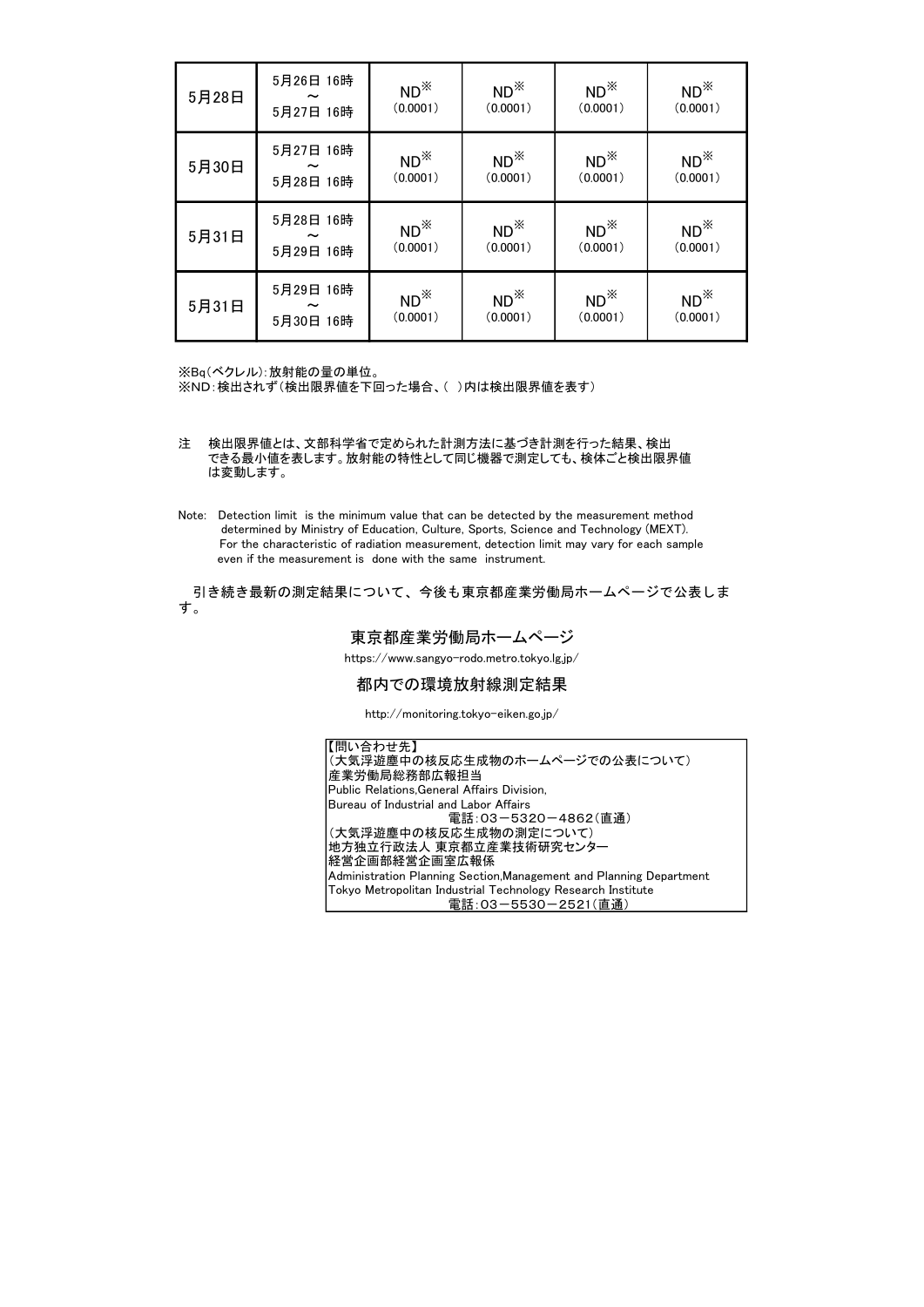| | | | | | |
|---|---|---|---|---|---|
| 5月28日 | 5月26日 16時<br>～<br>5月27日 16時 | ND※<br>（0.0001） | ND※<br>（0.0001） | ND※<br>（0.0001） | ND※<br>（0.0001） |
| 5月30日 | 5月27日 16時<br>～<br>5月28日 16時 | ND※<br>（0.0001） | ND※<br>（0.0001） | ND※<br>（0.0001） | ND※<br>（0.0001） |
| 5月31日 | 5月28日 16時<br>～<br>5月29日 16時 | ND※<br>（0.0001） | ND※<br>（0.0001） | ND※<br>（0.0001） | ND※<br>（0.0001） |
| 5月31日 | 5月29日 16時<br>～<br>5月30日 16時 | ND※<br>（0.0001） | ND※<br>（0.0001） | ND※<br>（0.0001） | ND※<br>（0.0001） |

※Bq（ベクレル）：放射能の量の単位。
※ND：検出されず（検出限界値を下回った場合、（　）内は検出限界値を表す）

注　検出限界値とは、文部科学省で定められた計測方法に基づき計測を行った結果、検出できる最小値を表します。放射能の特性として同じ機器で測定しても、検体ごと検出限界値は変動します。

Note: Detection limit is the minimum value that can be detected by the measurement method determined by Ministry of Education, Culture, Sports, Science and Technology (MEXT). For the characteristic of radiation measurement, detection limit may vary for each sample even if the measurement is done with the same instrument.

引き続き最新の測定結果について、今後も東京都産業労働局ホームページで公表します。

東京都産業労働局ホームページ

https://www.sangyo-rodo.metro.tokyo.lg.jp/

都内での環境放射線測定結果

http://monitoring.tokyo-eiken.go.jp/

【問い合わせ先】
（大気浮遊塵中の核反応生成物のホームページでの公表について）
産業労働局総務部広報担当
Public Relations,General Affairs Division,
Bureau of Industrial and Labor Affairs
電話：03－5320－4862（直通）
（大気浮遊塵中の核反応生成物の測定について）
地方独立行政法人 東京都立産業技術研究センター
経営企画部経営企画室広報係
Administration Planning Section,Management and Planning Department
Tokyo Metropolitan Industrial Technology Research Institute
電話：03－5530－2521（直通）